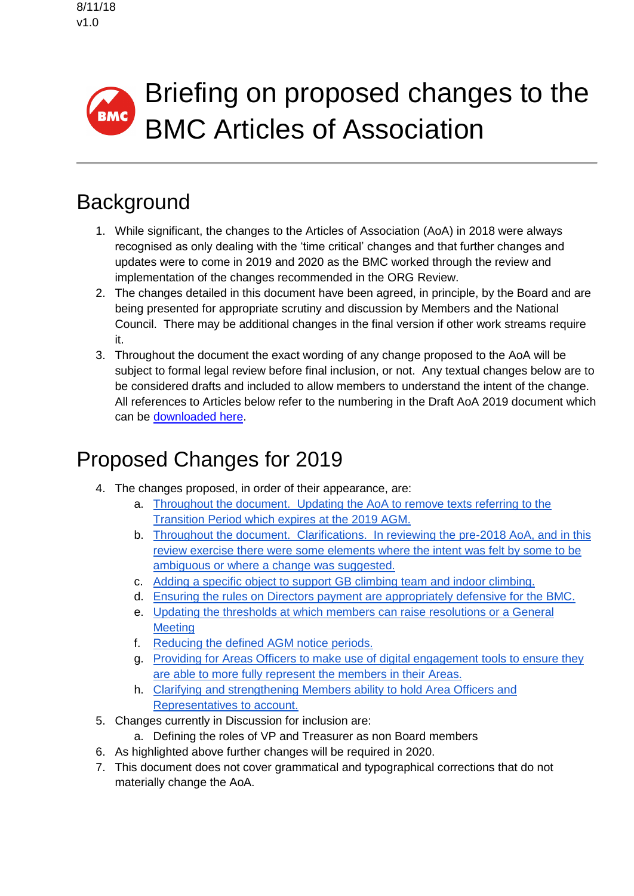8/11/18
v1.0

# Briefing on proposed changes to the BMC Articles of Association

## Background

1. While significant, the changes to the Articles of Association (AoA) in 2018 were always recognised as only dealing with the 'time critical' changes and that further changes and updates were to come in 2019 and 2020 as the BMC worked through the review and implementation of the changes recommended in the ORG Review.
2. The changes detailed in this document have been agreed, in principle, by the Board and are being presented for appropriate scrutiny and discussion by Members and the National Council. There may be additional changes in the final version if other work streams require it.
3. Throughout the document the exact wording of any change proposed to the AoA will be subject to formal legal review before final inclusion, or not. Any textual changes below are to be considered drafts and included to allow members to understand the intent of the change. All references to Articles below refer to the numbering in the Draft AoA 2019 document which can be downloaded here.

## Proposed Changes for 2019

4. The changes proposed, in order of their appearance, are:
   a. Throughout the document. Updating the AoA to remove texts referring to the Transition Period which expires at the 2019 AGM.
   b. Throughout the document. Clarifications. In reviewing the pre-2018 AoA, and in this review exercise there were some elements where the intent was felt by some to be ambiguous or where a change was suggested.
   c. Adding a specific object to support GB climbing team and indoor climbing.
   d. Ensuring the rules on Directors payment are appropriately defensive for the BMC.
   e. Updating the thresholds at which members can raise resolutions or a General Meeting
   f. Reducing the defined AGM notice periods.
   g. Providing for Areas Officers to make use of digital engagement tools to ensure they are able to more fully represent the members in their Areas.
   h. Clarifying and strengthening Members ability to hold Area Officers and Representatives to account.
5. Changes currently in Discussion for inclusion are:
   a. Defining the roles of VP and Treasurer as non Board members
6. As highlighted above further changes will be required in 2020.
7. This document does not cover grammatical and typographical corrections that do not materially change the AoA.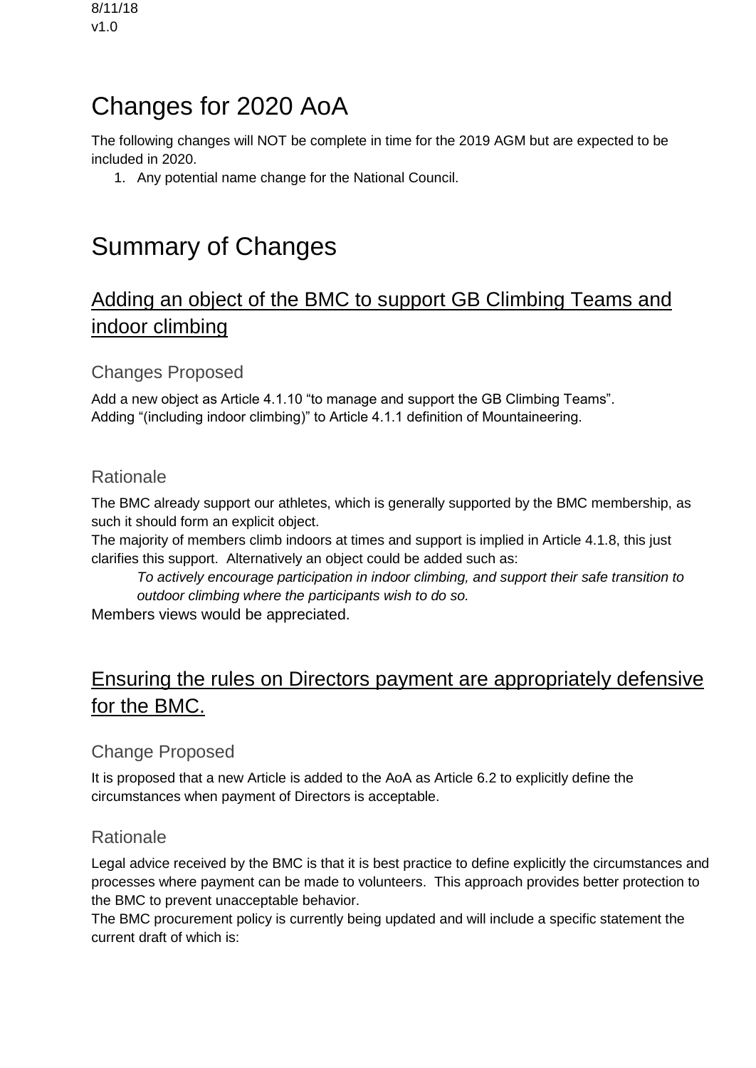8/11/18
v1.0

# Changes for 2020 AoA

The following changes will NOT be complete in time for the 2019 AGM but are expected to be included in 2020.

1. Any potential name change for the National Council.

# Summary of Changes

## Adding an object of the BMC to support GB Climbing Teams and indoor climbing

### Changes Proposed

Add a new object as Article 4.1.10 "to manage and support the GB Climbing Teams".
Adding "(including indoor climbing)" to Article 4.1.1 definition of Mountaineering.

### Rationale

The BMC already support our athletes, which is generally supported by the BMC membership, as such it should form an explicit object.
The majority of members climb indoors at times and support is implied in Article 4.1.8, this just clarifies this support. Alternatively an object could be added such as:

> *To actively encourage participation in indoor climbing, and support their safe transition to outdoor climbing where the participants wish to do so.*

Members views would be appreciated.

## Ensuring the rules on Directors payment are appropriately defensive for the BMC.

### Change Proposed

It is proposed that a new Article is added to the AoA as Article 6.2 to explicitly define the circumstances when payment of Directors is acceptable.

### Rationale

Legal advice received by the BMC is that it is best practice to define explicitly the circumstances and processes where payment can be made to volunteers. This approach provides better protection to the BMC to prevent unacceptable behavior.
The BMC procurement policy is currently being updated and will include a specific statement the current draft of which is: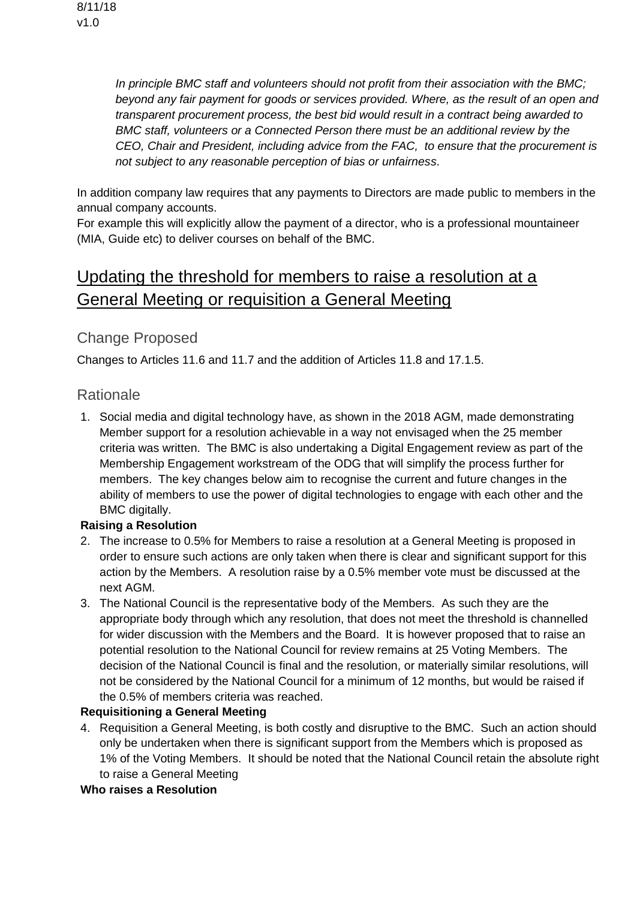*In principle BMC staff and volunteers should not profit from their association with the BMC; beyond any fair payment for goods or services provided. Where, as the result of an open and transparent procurement process, the best bid would result in a contract being awarded to BMC staff, volunteers or a Connected Person there must be an additional review by the CEO, Chair and President, including advice from the FAC, to ensure that the procurement is not subject to any reasonable perception of bias or unfairness*.

In addition company law requires that any payments to Directors are made public to members in the annual company accounts.
For example this will explicitly allow the payment of a director, who is a professional mountaineer (MIA, Guide etc) to deliver courses on behalf of the BMC.

# Updating the threshold for members to raise a resolution at a General Meeting or requisition a General Meeting

## Change Proposed

Changes to Articles 11.6 and 11.7 and the addition of Articles 11.8 and 17.1.5.

## Rationale

1. Social media and digital technology have, as shown in the 2018 AGM, made demonstrating Member support for a resolution achievable in a way not envisaged when the 25 member criteria was written. The BMC is also undertaking a Digital Engagement review as part of the Membership Engagement workstream of the ODG that will simplify the process further for members. The key changes below aim to recognise the current and future changes in the ability of members to use the power of digital technologies to engage with each other and the BMC digitally.

**Raising a Resolution**

2. The increase to 0.5% for Members to raise a resolution at a General Meeting is proposed in order to ensure such actions are only taken when there is clear and significant support for this action by the Members. A resolution raise by a 0.5% member vote must be discussed at the next AGM.
3. The National Council is the representative body of the Members. As such they are the appropriate body through which any resolution, that does not meet the threshold is channelled for wider discussion with the Members and the Board. It is however proposed that to raise an potential resolution to the National Council for review remains at 25 Voting Members. The decision of the National Council is final and the resolution, or materially similar resolutions, will not be considered by the National Council for a minimum of 12 months, but would be raised if the 0.5% of members criteria was reached.

**Requisitioning a General Meeting**

4. Requisition a General Meeting, is both costly and disruptive to the BMC. Such an action should only be undertaken when there is significant support from the Members which is proposed as 1% of the Voting Members. It should be noted that the National Council retain the absolute right to raise a General Meeting

**Who raises a Resolution**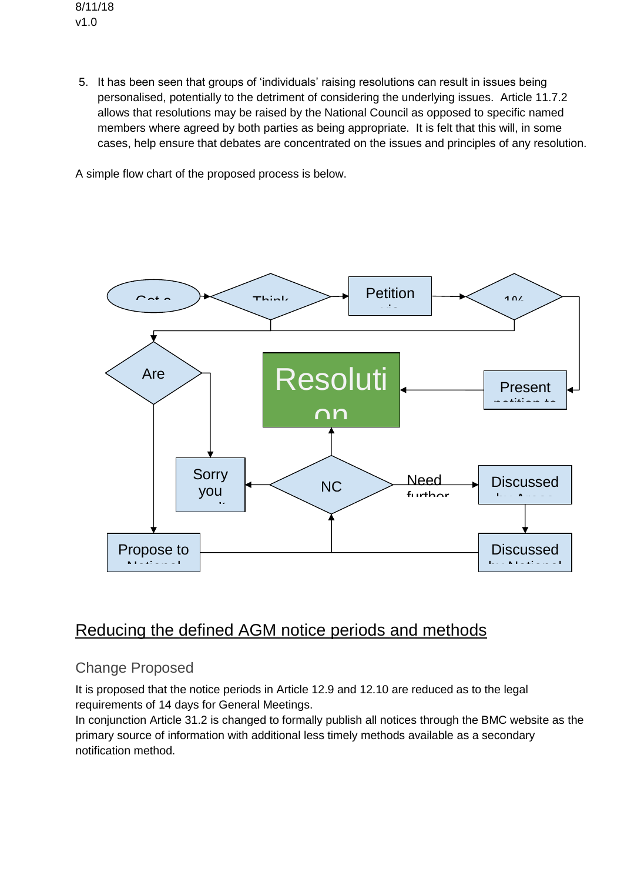5. It has been seen that groups of 'individuals' raising resolutions can result in issues being personalised, potentially to the detriment of considering the underlying issues. Article 11.7.2 allows that resolutions may be raised by the National Council as opposed to specific named members where agreed by both parties as being appropriate. It is felt that this will, in some cases, help ensure that debates are concentrated on the issues and principles of any resolution.

A simple flow chart of the proposed process is below.

Got a | Think | Petition | 1% | Are | Resolution | Present petition to | Sorry you | NC | Need further | Discussed by Areas | Propose to National | Discussed by National

## Reducing the defined AGM notice periods and methods

### Change Proposed

It is proposed that the notice periods in Article 12.9 and 12.10 are reduced as to the legal requirements of 14 days for General Meetings.
In conjunction Article 31.2 is changed to formally publish all notices through the BMC website as the primary source of information with additional less timely methods available as a secondary notification method.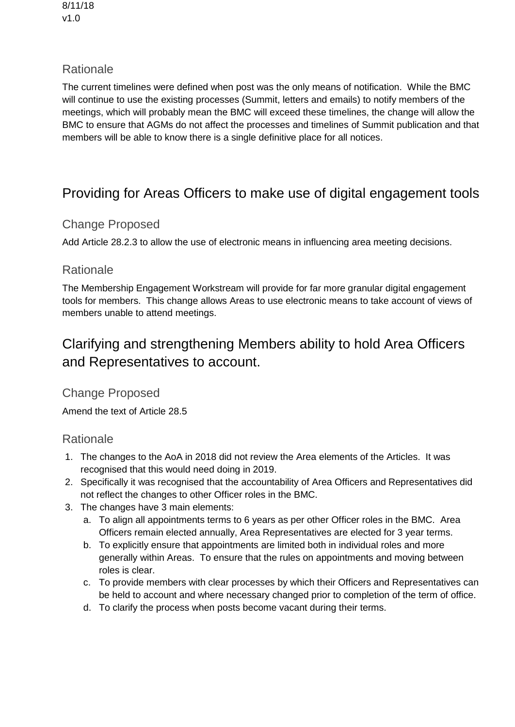8/11/18
v1.0

### Rationale

The current timelines were defined when post was the only means of notification. While the BMC will continue to use the existing processes (Summit, letters and emails) to notify members of the meetings, which will probably mean the BMC will exceed these timelines, the change will allow the BMC to ensure that AGMs do not affect the processes and timelines of Summit publication and that members will be able to know there is a single definitive place for all notices.

## Providing for Areas Officers to make use of digital engagement tools

### Change Proposed

Add Article 28.2.3 to allow the use of electronic means in influencing area meeting decisions.

### Rationale

The Membership Engagement Workstream will provide for far more granular digital engagement tools for members. This change allows Areas to use electronic means to take account of views of members unable to attend meetings.

## Clarifying and strengthening Members ability to hold Area Officers and Representatives to account.

### Change Proposed

Amend the text of Article 28.5

### Rationale

1. The changes to the AoA in 2018 did not review the Area elements of the Articles. It was recognised that this would need doing in 2019.
2. Specifically it was recognised that the accountability of Area Officers and Representatives did not reflect the changes to other Officer roles in the BMC.
3. The changes have 3 main elements:
   a. To align all appointments terms to 6 years as per other Officer roles in the BMC. Area Officers remain elected annually, Area Representatives are elected for 3 year terms.
   b. To explicitly ensure that appointments are limited both in individual roles and more generally within Areas. To ensure that the rules on appointments and moving between roles is clear.
   c. To provide members with clear processes by which their Officers and Representatives can be held to account and where necessary changed prior to completion of the term of office.
   d. To clarify the process when posts become vacant during their terms.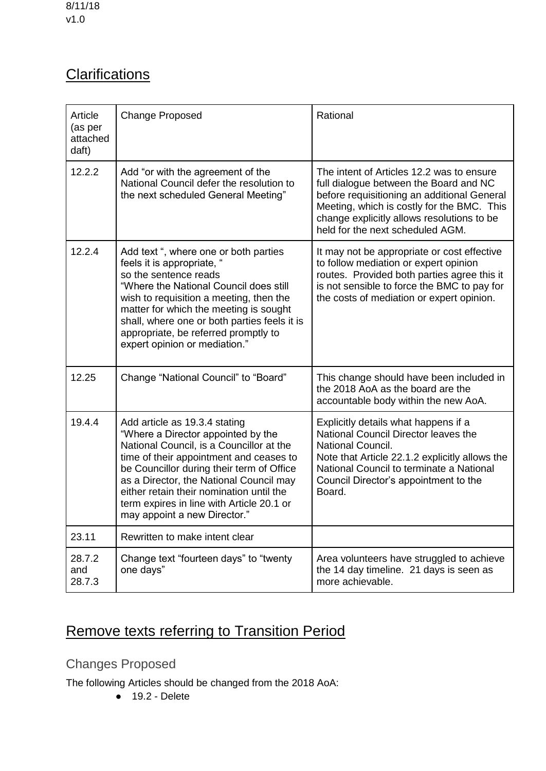8/11/18
v1.0

# Clarifications

| Article (as per attached daft) | Change Proposed | Rational |
|---|---|---|
| 12.2.2 | Add "or with the agreement of the National Council defer the resolution to the next scheduled General Meeting" | The intent of Articles 12.2 was to ensure full dialogue between the Board and NC before requisitioning an additional General Meeting, which is costly for the BMC. This change explicitly allows resolutions to be held for the next scheduled AGM. |
| 12.2.4 | Add text ", where one or both parties feels it is appropriate, " so the sentence reads "Where the National Council does still wish to requisition a meeting, then the matter for which the meeting is sought shall, where one or both parties feels it is appropriate, be referred promptly to expert opinion or mediation." | It may not be appropriate or cost effective to follow mediation or expert opinion routes. Provided both parties agree this it is not sensible to force the BMC to pay for the costs of mediation or expert opinion. |
| 12.25 | Change "National Council" to "Board" | This change should have been included in the 2018 AoA as the board are the accountable body within the new AoA. |
| 19.4.4 | Add article as 19.3.4 stating "Where a Director appointed by the National Council, is a Councillor at the time of their appointment and ceases to be Councillor during their term of Office as a Director, the National Council may either retain their nomination until the term expires in line with Article 20.1 or may appoint a new Director." | Explicitly details what happens if a National Council Director leaves the National Council. Note that Article 22.1.2 explicitly allows the National Council to terminate a National Council Director's appointment to the Board. |
| 23.11 | Rewritten to make intent clear | |
| 28.7.2 and 28.7.3 | Change text "fourteen days" to "twenty one days" | Area volunteers have struggled to achieve the 14 day timeline. 21 days is seen as more achievable. |

# Remove texts referring to Transition Period

## Changes Proposed

The following Articles should be changed from the 2018 AoA:

- 19.2 - Delete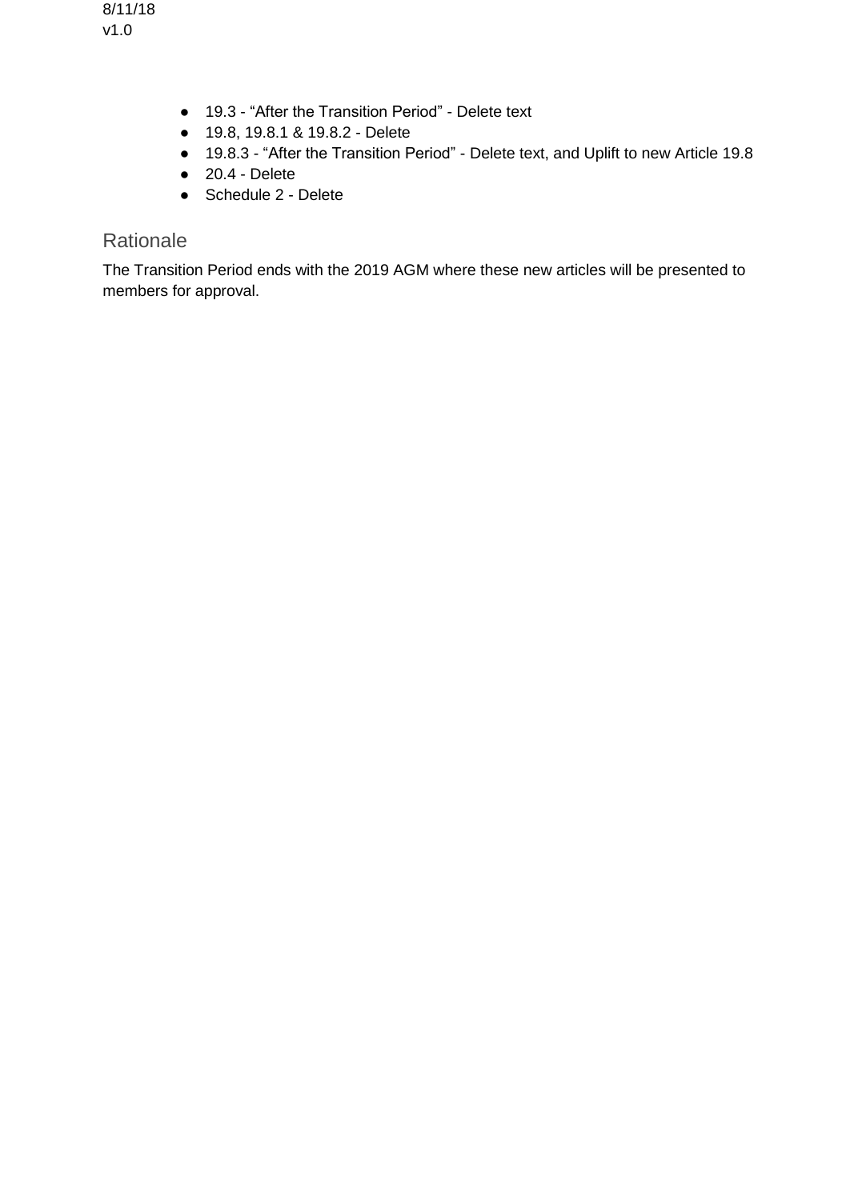- 19.3 - “After the Transition Period” - Delete text
- 19.8, 19.8.1 & 19.8.2 - Delete
- 19.8.3 - “After the Transition Period” - Delete text, and Uplift to new Article 19.8
- 20.4 - Delete
- Schedule 2 - Delete

## Rationale

The Transition Period ends with the 2019 AGM where these new articles will be presented to members for approval.